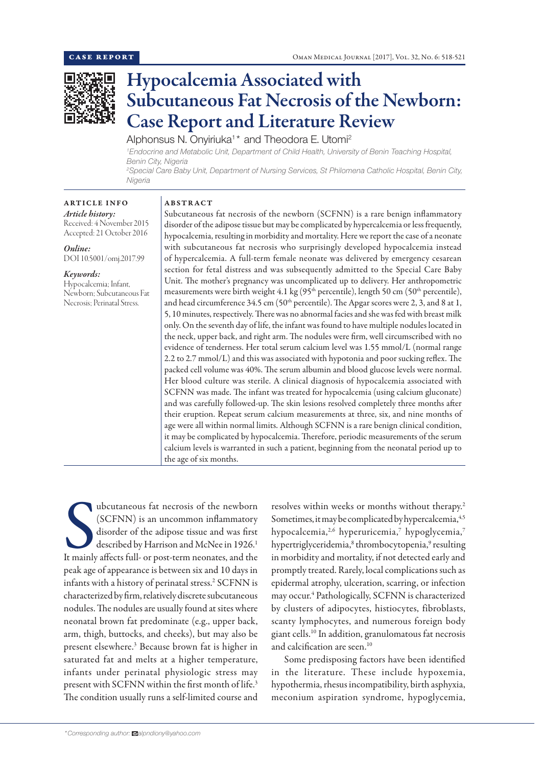CASE REPORT

# Hypocalcemia Associated with Subcutaneous Fat Necrosis of the Newborn: Case Report and Literature Review

Alphonsus N. Onyiriuka[1]* and Theodora E. Utomi[2]

[1]*Endocrine and Metabolic Unit, Department of Child Health, University of Benin Teaching Hospital, Benin City, Nigeria*

[2]*Special Care Baby Unit, Department of Nursing Services, St Philomena Catholic Hospital, Benin City, Nigeria*

**ARTICLE INFO**

***Article history:***
Received: 4 November 2015
Accepted: 21 October 2016

***Online:***
DOI 10.5001/omj.2017.99

***Keywords:***
Hypocalcemia; Infant, Newborn; Subcutaneous Fat Necrosis; Perinatal Stress.

**ABSTRACT**

Subcutaneous fat necrosis of the newborn (SCFNN) is a rare benign inflammatory disorder of the adipose tissue but may be complicated by hypercalcemia or less frequently, hypocalcemia, resulting in morbidity and mortality. Here we report the case of a neonate with subcutaneous fat necrosis who surprisingly developed hypocalcemia instead of hypercalcemia. A full-term female neonate was delivered by emergency cesarean section for fetal distress and was subsequently admitted to the Special Care Baby Unit. The mother's pregnancy was uncomplicated up to delivery. Her anthropometric measurements were birth weight 4.1 kg (95th percentile), length 50 cm (50th percentile), and head circumference 34.5 cm (50th percentile). The Apgar scores were 2, 3, and 8 at 1, 5, 10 minutes, respectively. There was no abnormal facies and she was fed with breast milk only. On the seventh day of life, the infant was found to have multiple nodules located in the neck, upper back, and right arm. The nodules were firm, well circumscribed with no evidence of tenderness. Her total serum calcium level was 1.55 mmol/L (normal range 2.2 to 2.7 mmol/L) and this was associated with hypotonia and poor sucking reflex. The packed cell volume was 40%. The serum albumin and blood glucose levels were normal. Her blood culture was sterile. A clinical diagnosis of hypocalcemia associated with SCFNN was made. The infant was treated for hypocalcemia (using calcium gluconate) and was carefully followed-up. The skin lesions resolved completely three months after their eruption. Repeat serum calcium measurements at three, six, and nine months of age were all within normal limits. Although SCFNN is a rare benign clinical condition, it may be complicated by hypocalcemia. Therefore, periodic measurements of the serum calcium levels is warranted in such a patient, beginning from the neonatal period up to the age of six months.

Subcutaneous fat necrosis of the newborn (SCFNN) is an uncommon inflammatory disorder of the adipose tissue and was first described by Harrison and McNee in 1926.[1] It mainly affects full- or post-term neonates, and the peak age of appearance is between six and 10 days in infants with a history of perinatal stress.[2] SCFNN is characterized by firm, relatively discrete subcutaneous nodules. The nodules are usually found at sites where neonatal brown fat predominate (e.g., upper back, arm, thigh, buttocks, and cheeks), but may also be present elsewhere.[3] Because brown fat is higher in saturated fat and melts at a higher temperature, infants under perinatal physiologic stress may present with SCFNN within the first month of life.[3] The condition usually runs a self-limited course and resolves within weeks or months without therapy.[2] Sometimes, it may be complicated by hypercalcemia,[4,5] hypocalcemia,[2,6] hyperuricemia,[7] hypoglycemia,[7] hypertriglyceridemia,[8] thrombocytopenia,[9] resulting in morbidity and mortality, if not detected early and promptly treated. Rarely, local complications such as epidermal atrophy, ulceration, scarring, or infection may occur.[4] Pathologically, SCFNN is characterized by clusters of adipocytes, histiocytes, fibroblasts, scanty lymphocytes, and numerous foreign body giant cells.[10] In addition, granulomatous fat necrosis and calcification are seen.[10]

Some predisposing factors have been identified in the literature. These include hypoxemia, hypothermia, rhesus incompatibility, birth asphyxia, meconium aspiration syndrome, hypoglycemia,

*Corresponding author: alpndiony@yahoo.com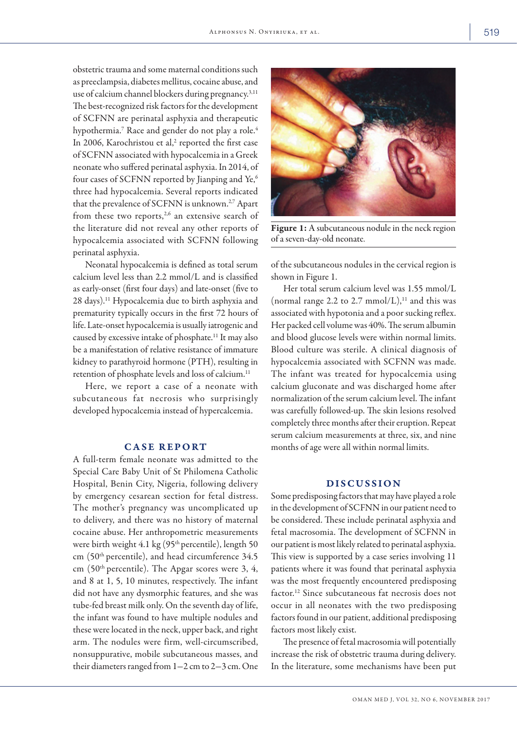obstetric trauma and some maternal conditions such as preeclampsia, diabetes mellitus, cocaine abuse, and use of calcium channel blockers during pregnancy.[3,11] The best-recognized risk factors for the development of SCFNN are perinatal asphyxia and therapeutic hypothermia.[7] Race and gender do not play a role.[4] In 2006, Karochristou et al,[2] reported the first case of SCFNN associated with hypocalcemia in a Greek neonate who suffered perinatal asphyxia. In 2014, of four cases of SCFNN reported by Jianping and Ye,[6] three had hypocalcemia. Several reports indicated that the prevalence of SCFNN is unknown.[2,7] Apart from these two reports,[2,6] an extensive search of the literature did not reveal any other reports of hypocalcemia associated with SCFNN following perinatal asphyxia.

Neonatal hypocalcemia is defined as total serum calcium level less than 2.2 mmol/L and is classified as early-onset (first four days) and late-onset (five to 28 days).[11] Hypocalcemia due to birth asphyxia and prematurity typically occurs in the first 72 hours of life. Late-onset hypocalcemia is usually iatrogenic and caused by excessive intake of phosphate.[11] It may also be a manifestation of relative resistance of immature kidney to parathyroid hormone (PTH), resulting in retention of phosphate levels and loss of calcium.[11]

Here, we report a case of a neonate with subcutaneous fat necrosis who surprisingly developed hypocalcemia instead of hypercalcemia.

## CASE REPORT

A full-term female neonate was admitted to the Special Care Baby Unit of St Philomena Catholic Hospital, Benin City, Nigeria, following delivery by emergency cesarean section for fetal distress. The mother's pregnancy was uncomplicated up to delivery, and there was no history of maternal cocaine abuse. Her anthropometric measurements were birth weight 4.1 kg (95th percentile), length 50 cm (50th percentile), and head circumference 34.5 cm (50th percentile). The Apgar scores were 3, 4, and 8 at 1, 5, 10 minutes, respectively. The infant did not have any dysmorphic features, and she was tube-fed breast milk only. On the seventh day of life, the infant was found to have multiple nodules and these were located in the neck, upper back, and right arm. The nodules were firm, well-circumscribed, nonsuppurative, mobile subcutaneous masses, and their diameters ranged from 1–2 cm to 2–3 cm. One of the subcutaneous nodules in the cervical region is shown in Figure 1.

**Figure 1:** A subcutaneous nodule in the neck region of a seven-day-old neonate.

Her total serum calcium level was 1.55 mmol/L (normal range 2.2 to 2.7 mmol/L),[11] and this was associated with hypotonia and a poor sucking reflex. Her packed cell volume was 40%. The serum albumin and blood glucose levels were within normal limits. Blood culture was sterile. A clinical diagnosis of hypocalcemia associated with SCFNN was made. The infant was treated for hypocalcemia using calcium gluconate and was discharged home after normalization of the serum calcium level. The infant was carefully followed-up. The skin lesions resolved completely three months after their eruption. Repeat serum calcium measurements at three, six, and nine months of age were all within normal limits.

## DISCUSSION

Some predisposing factors that may have played a role in the development of SCFNN in our patient need to be considered. These include perinatal asphyxia and fetal macrosomia. The development of SCFNN in our patient is most likely related to perinatal asphyxia. This view is supported by a case series involving 11 patients where it was found that perinatal asphyxia was the most frequently encountered predisposing factor.[12] Since subcutaneous fat necrosis does not occur in all neonates with the two predisposing factors found in our patient, additional predisposing factors most likely exist.

The presence of fetal macrosomia will potentially increase the risk of obstetric trauma during delivery. In the literature, some mechanisms have been put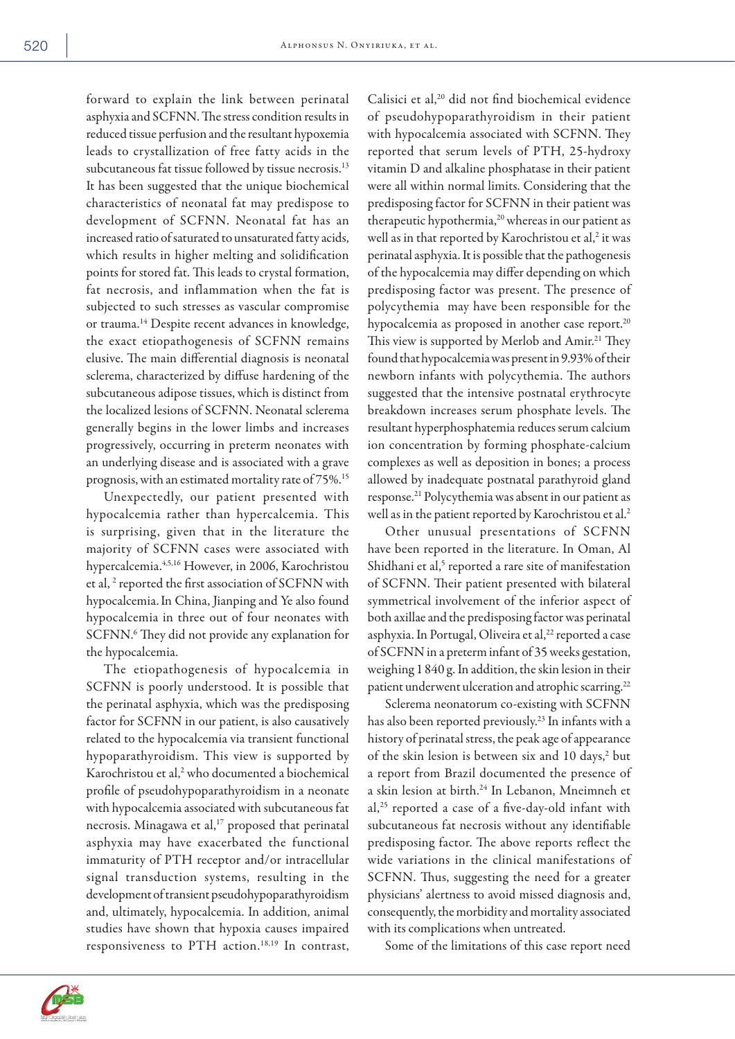forward to explain the link between perinatal asphyxia and SCFNN. The stress condition results in reduced tissue perfusion and the resultant hypoxemia leads to crystallization of free fatty acids in the subcutaneous fat tissue followed by tissue necrosis.[13] It has been suggested that the unique biochemical characteristics of neonatal fat may predispose to development of SCFNN. Neonatal fat has an increased ratio of saturated to unsaturated fatty acids, which results in higher melting and solidification points for stored fat. This leads to crystal formation, fat necrosis, and inflammation when the fat is subjected to such stresses as vascular compromise or trauma.[14] Despite recent advances in knowledge, the exact etiopathogenesis of SCFNN remains elusive. The main differential diagnosis is neonatal sclerema, characterized by diffuse hardening of the subcutaneous adipose tissues, which is distinct from the localized lesions of SCFNN. Neonatal sclerema generally begins in the lower limbs and increases progressively, occurring in preterm neonates with an underlying disease and is associated with a grave prognosis, with an estimated mortality rate of 75%.[15]

Unexpectedly, our patient presented with hypocalcemia rather than hypercalcemia. This is surprising, given that in the literature the majority of SCFNN cases were associated with hypercalcemia.[4,5,16] However, in 2006, Karochristou et al,[2] reported the first association of SCFNN with hypocalcemia. In China, Jianping and Ye also found hypocalcemia in three out of four neonates with SCFNN.[6] They did not provide any explanation for the hypocalcemia.

The etiopathogenesis of hypocalcemia in SCFNN is poorly understood. It is possible that the perinatal asphyxia, which was the predisposing factor for SCFNN in our patient, is also causatively related to the hypocalcemia via transient functional hypoparathyroidism. This view is supported by Karochristou et al,[2] who documented a biochemical profile of pseudohypoparathyroidism in a neonate with hypocalcemia associated with subcutaneous fat necrosis. Minagawa et al,[17] proposed that perinatal asphyxia may have exacerbated the functional immaturity of PTH receptor and/or intracellular signal transduction systems, resulting in the development of transient pseudohypoparathyroidism and, ultimately, hypocalcemia. In addition, animal studies have shown that hypoxia causes impaired responsiveness to PTH action.[18,19] In contrast, Calisici et al,[20] did not find biochemical evidence of pseudohypoparathyroidism in their patient with hypocalcemia associated with SCFNN. They reported that serum levels of PTH, 25-hydroxy vitamin D and alkaline phosphatase in their patient were all within normal limits. Considering that the predisposing factor for SCFNN in their patient was therapeutic hypothermia,[20] whereas in our patient as well as in that reported by Karochristou et al,[2] it was perinatal asphyxia. It is possible that the pathogenesis of the hypocalcemia may differ depending on which predisposing factor was present. The presence of polycythemia may have been responsible for the hypocalcemia as proposed in another case report.[20] This view is supported by Merlob and Amir.[21] They found that hypocalcemia was present in 9.93% of their newborn infants with polycythemia. The authors suggested that the intensive postnatal erythrocyte breakdown increases serum phosphate levels. The resultant hyperphosphatemia reduces serum calcium ion concentration by forming phosphate-calcium complexes as well as deposition in bones; a process allowed by inadequate postnatal parathyroid gland response.[21] Polycythemia was absent in our patient as well as in the patient reported by Karochristou et al.[2]

Other unusual presentations of SCFNN have been reported in the literature. In Oman, Al Shidhani et al,[5] reported a rare site of manifestation of SCFNN. Their patient presented with bilateral symmetrical involvement of the inferior aspect of both axillae and the predisposing factor was perinatal asphyxia. In Portugal, Oliveira et al,[22] reported a case of SCFNN in a preterm infant of 35 weeks gestation, weighing 1 840 g. In addition, the skin lesion in their patient underwent ulceration and atrophic scarring.[22]

Sclerema neonatorum co-existing with SCFNN has also been reported previously.[23] In infants with a history of perinatal stress, the peak age of appearance of the skin lesion is between six and 10 days,[2] but a report from Brazil documented the presence of a skin lesion at birth.[24] In Lebanon, Mneimneh et al,[25] reported a case of a five-day-old infant with subcutaneous fat necrosis without any identifiable predisposing factor. The above reports reflect the wide variations in the clinical manifestations of SCFNN. Thus, suggesting the need for a greater physicians' alertness to avoid missed diagnosis and, consequently, the morbidity and mortality associated with its complications when untreated.

Some of the limitations of this case report need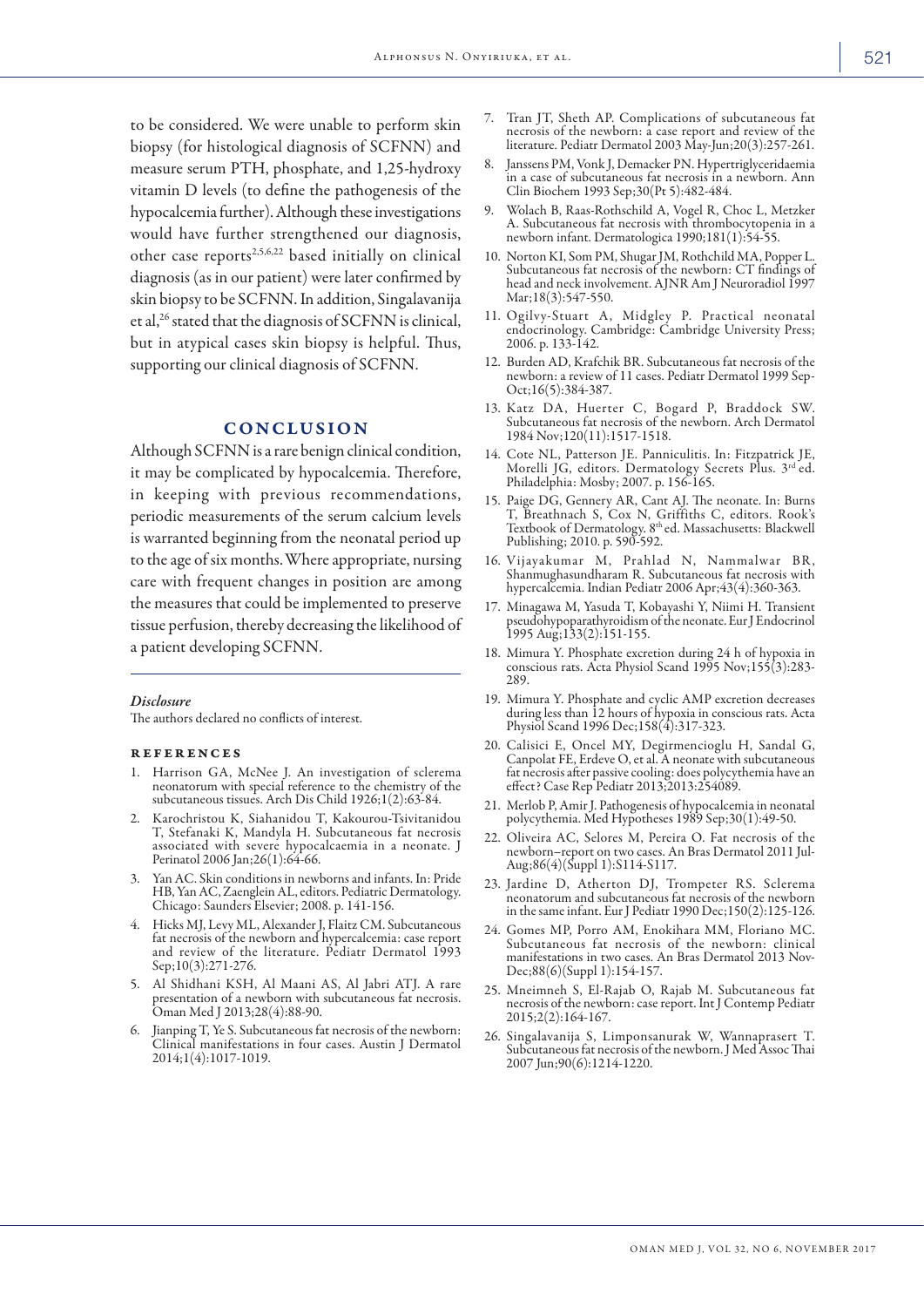to be considered. We were unable to perform skin biopsy (for histological diagnosis of SCFNN) and measure serum PTH, phosphate, and 1,25-hydroxy vitamin D levels (to define the pathogenesis of the hypocalcemia further). Although these investigations would have further strengthened our diagnosis, other case reports[2,5,6,22] based initially on clinical diagnosis (as in our patient) were later confirmed by skin biopsy to be SCFNN. In addition, Singalavanija et al,[26] stated that the diagnosis of SCFNN is clinical, but in atypical cases skin biopsy is helpful. Thus, supporting our clinical diagnosis of SCFNN.

## CONCLUSION

Although SCFNN is a rare benign clinical condition, it may be complicated by hypocalcemia. Therefore, in keeping with previous recommendations, periodic measurements of the serum calcium levels is warranted beginning from the neonatal period up to the age of six months. Where appropriate, nursing care with frequent changes in position are among the measures that could be implemented to preserve tissue perfusion, thereby decreasing the likelihood of a patient developing SCFNN.

### *Disclosure*

The authors declared no conflicts of interest.

### REFERENCES

1. Harrison GA, McNee J. An investigation of sclerema neonatorum with special reference to the chemistry of the subcutaneous tissues. Arch Dis Child 1926;1(2):63-84.
2. Karochristou K, Siahanidou T, Kakourou-Tsivitanidou T, Stefanaki K, Mandyla H. Subcutaneous fat necrosis associated with severe hypocalcaemia in a neonate. J Perinatol 2006 Jan;26(1):64-66.
3. Yan AC. Skin conditions in newborns and infants. In: Pride HB, Yan AC, Zaenglein AL, editors. Pediatric Dermatology. Chicago: Saunders Elsevier; 2008. p. 141-156.
4. Hicks MJ, Levy ML, Alexander J, Flaitz CM. Subcutaneous fat necrosis of the newborn and hypercalcemia: case report and review of the literature. Pediatr Dermatol 1993 Sep;10(3):271-276.
5. Al Shidhani KSH, Al Maani AS, Al Jabri ATJ. A rare presentation of a newborn with subcutaneous fat necrosis. Oman Med J 2013;28(4):88-90.
6. Jianping T, Ye S. Subcutaneous fat necrosis of the newborn: Clinical manifestations in four cases. Austin J Dermatol 2014;1(4):1017-1019.
7. Tran JT, Sheth AP. Complications of subcutaneous fat necrosis of the newborn: a case report and review of the literature. Pediatr Dermatol 2003 May-Jun;20(3):257-261.
8. Janssens PM, Vonk J, Demacker PN. Hypertriglyceridaemia in a case of subcutaneous fat necrosis in a newborn. Ann Clin Biochem 1993 Sep;30(Pt 5):482-484.
9. Wolach B, Raas-Rothschild A, Vogel R, Choc L, Metzker A. Subcutaneous fat necrosis with thrombocytopenia in a newborn infant. Dermatologica 1990;181(1):54-55.
10. Norton KI, Som PM, Shugar JM, Rothchild MA, Popper L. Subcutaneous fat necrosis of the newborn: CT findings of head and neck involvement. AJNR Am J Neuroradiol 1997 Mar;18(3):547-550.
11. Ogilvy-Stuart A, Midgley P. Practical neonatal endocrinology. Cambridge: Cambridge University Press; 2006. p. 133-142.
12. Burden AD, Krafchik BR. Subcutaneous fat necrosis of the newborn: a review of 11 cases. Pediatr Dermatol 1999 Sep-Oct;16(5):384-387.
13. Katz DA, Huerter C, Bogard P, Braddock SW. Subcutaneous fat necrosis of the newborn. Arch Dermatol 1984 Nov;120(11):1517-1518.
14. Cote NL, Patterson JE. Panniculitis. In: Fitzpatrick JE, Morelli JG, editors. Dermatology Secrets Plus. 3rd ed. Philadelphia: Mosby; 2007. p. 156-165.
15. Paige DG, Gennery AR, Cant AJ. The neonate. In: Burns T, Breathnach S, Cox N, Griffiths C, editors. Rook's Textbook of Dermatology. 8th ed. Massachusetts: Blackwell Publishing; 2010. p. 590-592.
16. Vijayakumar M, Prahlad N, Nammalwar BR, Shanmughasundharam R. Subcutaneous fat necrosis with hypercalcemia. Indian Pediatr 2006 Apr;43(4):360-363.
17. Minagawa M, Yasuda T, Kobayashi Y, Niimi H. Transient pseudohypoparathyroidism of the neonate. Eur J Endocrinol 1995 Aug;133(2):151-155.
18. Mimura Y. Phosphate excretion during 24 h of hypoxia in conscious rats. Acta Physiol Scand 1995 Nov;155(3):283-289.
19. Mimura Y. Phosphate and cyclic AMP excretion decreases during less than 12 hours of hypoxia in conscious rats. Acta Physiol Scand 1996 Dec;158(4):317-323.
20. Calisici E, Oncel MY, Degirmencioglu H, Sandal G, Canpolat FE, Erdeve O, et al. A neonate with subcutaneous fat necrosis after passive cooling: does polycythemia have an effect? Case Rep Pediatr 2013;2013:254089.
21. Merlob P, Amir J. Pathogenesis of hypocalcemia in neonatal polycythemia. Med Hypotheses 1989 Sep;30(1):49-50.
22. Oliveira AC, Selores M, Pereira O. Fat necrosis of the newborn–report on two cases. An Bras Dermatol 2011 Jul-Aug;86(4)(Suppl 1):S114-S117.
23. Jardine D, Atherton DJ, Trompeter RS. Sclerema neonatorum and subcutaneous fat necrosis of the newborn in the same infant. Eur J Pediatr 1990 Dec;150(2):125-126.
24. Gomes MP, Porro AM, Enokihara MM, Floriano MC. Subcutaneous fat necrosis of the newborn: clinical manifestations in two cases. An Bras Dermatol 2013 Nov-Dec;88(6)(Suppl 1):154-157.
25. Mneimneh S, El-Rajab O, Rajab M. Subcutaneous fat necrosis of the newborn: case report. Int J Contemp Pediatr 2015;2(2):164-167.
26. Singalavanija S, Limponsanurak W, Wannaprasert T. Subcutaneous fat necrosis of the newborn. J Med Assoc Thai 2007 Jun;90(6):1214-1220.